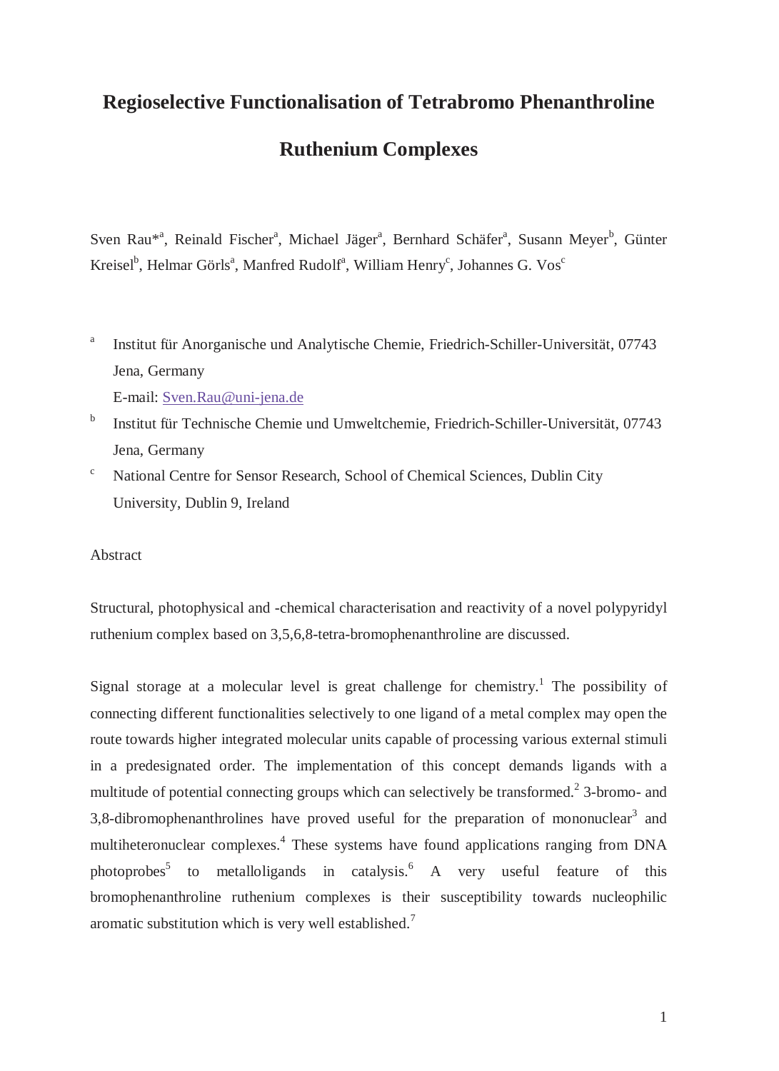# Regioselective Functionalisation of Tetrabromo Phenanthroline Ruthenium Complexes

Sven Rau*[a], Reinald Fischer[a], Michael Jäger[a], Bernhard Schäfer[a], Susann Meyer[b], Günter Kreisel[b], Helmar Görls[a], Manfred Rudolf[a], William Henry[c], Johannes G. Vos[c]

[a] Institut für Anorganische und Analytische Chemie, Friedrich-Schiller-Universität, 07743 Jena, Germany
E-mail: Sven.Rau@uni-jena.de

[b] Institut für Technische Chemie und Umweltchemie, Friedrich-Schiller-Universität, 07743 Jena, Germany

[c] National Centre for Sensor Research, School of Chemical Sciences, Dublin City University, Dublin 9, Ireland

Abstract

Structural, photophysical and -chemical characterisation and reactivity of a novel polypyridyl ruthenium complex based on 3,5,6,8-tetra-bromophenanthroline are discussed.

Signal storage at a molecular level is great challenge for chemistry.[1] The possibility of connecting different functionalities selectively to one ligand of a metal complex may open the route towards higher integrated molecular units capable of processing various external stimuli in a predesignated order. The implementation of this concept demands ligands with a multitude of potential connecting groups which can selectively be transformed.[2] 3-bromo- and 3,8-dibromophenanthrolines have proved useful for the preparation of mononuclear[3] and multiheteronuclear complexes.[4] These systems have found applications ranging from DNA photoprobes[5] to metalloligands in catalysis.[6] A very useful feature of this bromophenanthroline ruthenium complexes is their susceptibility towards nucleophilic aromatic substitution which is very well established.[7]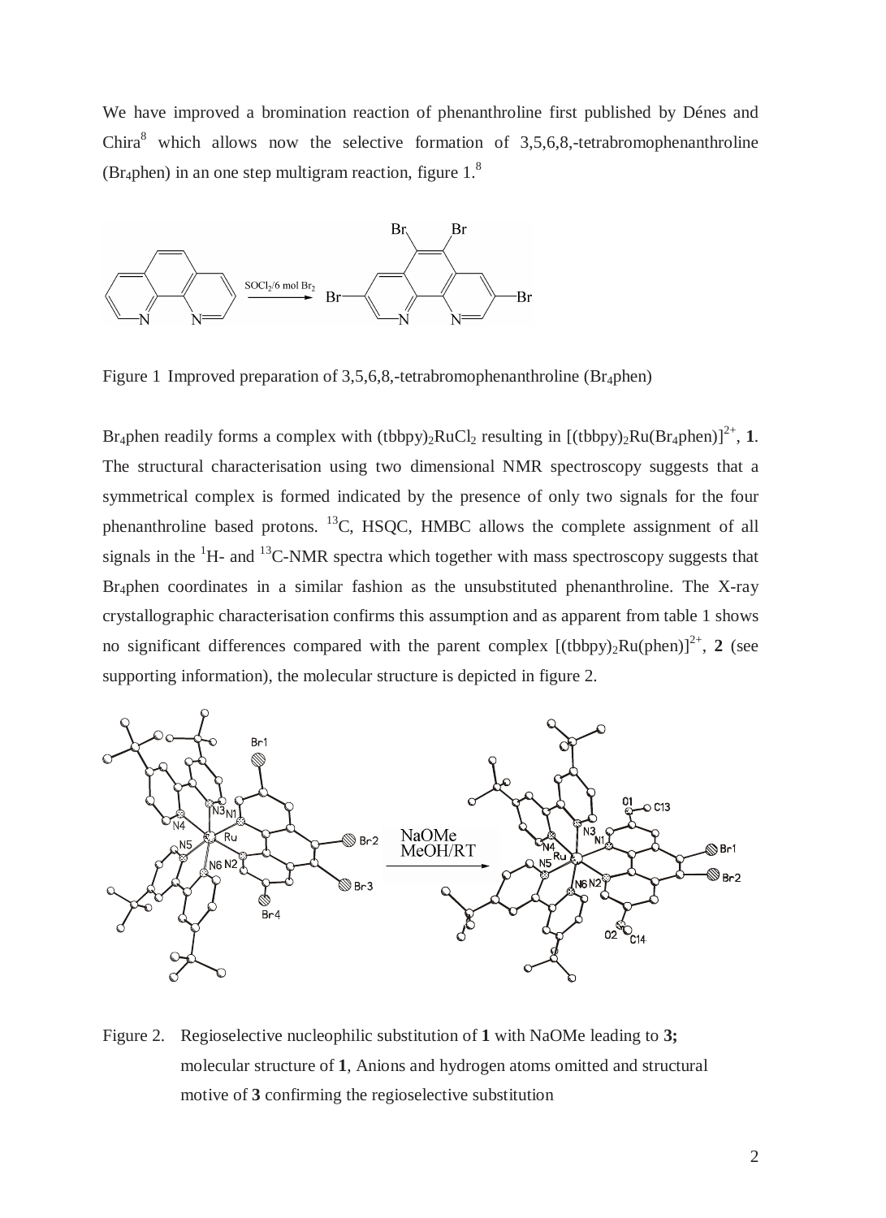We have improved a bromination reaction of phenanthroline first published by Dénes and Chira[8] which allows now the selective formation of 3,5,6,8,-tetrabromophenanthroline ($Br_4$phen) in an one step multigram reaction, figure 1.[8]

Figure 1 Improved preparation of 3,5,6,8,-tetrabromophenanthroline ($Br_4$phen)

$Br_4$phen readily forms a complex with $(tbbpy)_2RuCl_2$ resulting in $[(tbbpy)_2Ru(Br_4phen)]^{2+}$, **1**. The structural characterisation using two dimensional NMR spectroscopy suggests that a symmetrical complex is formed indicated by the presence of only two signals for the four phenanthroline based protons. $^{13}C$, HSQC, HMBC allows the complete assignment of all signals in the $^{1}H$- and $^{13}C$-NMR spectra which together with mass spectroscopy suggests that $Br_4$phen coordinates in a similar fashion as the unsubstituted phenanthroline. The X-ray crystallographic characterisation confirms this assumption and as apparent from table 1 shows no significant differences compared with the parent complex $[(tbbpy)_2Ru(phen)]^{2+}$, **2** (see supporting information), the molecular structure is depicted in figure 2.

Figure 2. Regioselective nucleophilic substitution of **1** with NaOMe leading to **3;** molecular structure of **1**, Anions and hydrogen atoms omitted and structural motive of **3** confirming the regioselective substitution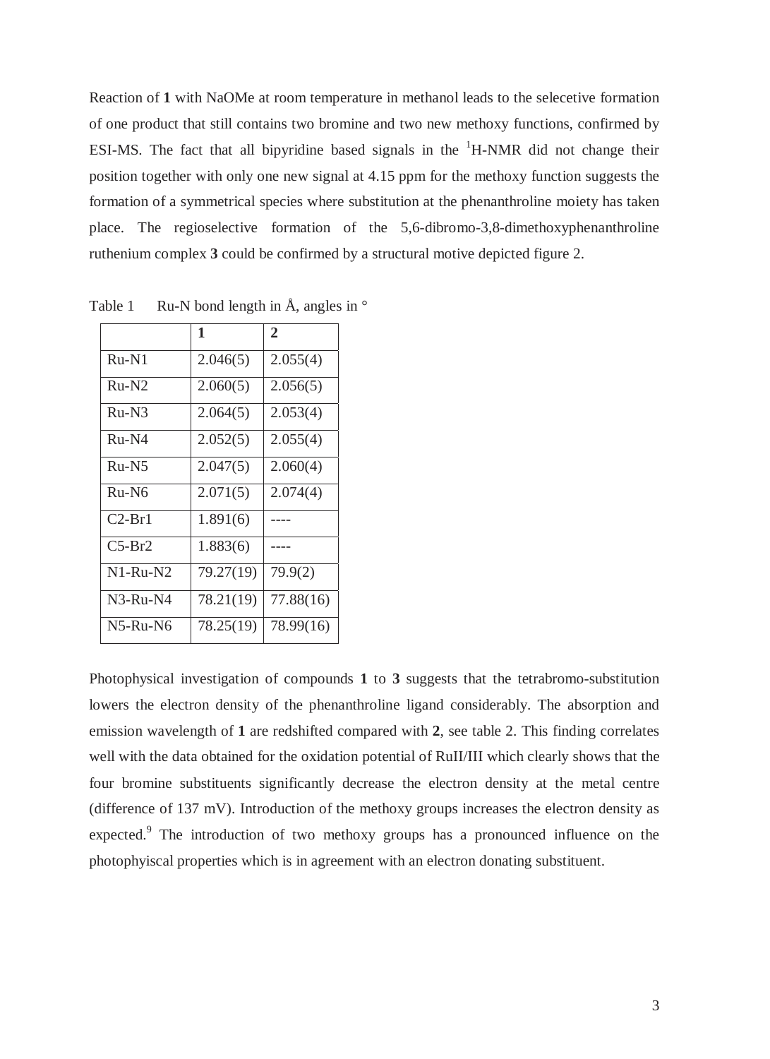Reaction of **1** with NaOMe at room temperature in methanol leads to the selecetive formation of one product that still contains two bromine and two new methoxy functions, confirmed by ESI-MS. The fact that all bipyridine based signals in the $^{1}$H-NMR did not change their position together with only one new signal at 4.15 ppm for the methoxy function suggests the formation of a symmetrical species where substitution at the phenanthroline moiety has taken place. The regioselective formation of the 5,6-dibromo-3,8-dimethoxyphenanthroline ruthenium complex **3** could be confirmed by a structural motive depicted figure 2.

Table 1 Ru-N bond length in Å, angles in °

| | **1** | **2** |
|---|---|---|
| Ru-N1 | 2.046(5) | 2.055(4) |
| Ru-N2 | 2.060(5) | 2.056(5) |
| Ru-N3 | 2.064(5) | 2.053(4) |
| Ru-N4 | 2.052(5) | 2.055(4) |
| Ru-N5 | 2.047(5) | 2.060(4) |
| Ru-N6 | 2.071(5) | 2.074(4) |
| C2-Br1 | 1.891(6) | ---- |
| C5-Br2 | 1.883(6) | ---- |
| N1-Ru-N2 | 79.27(19) | 79.9(2) |
| N3-Ru-N4 | 78.21(19) | 77.88(16) |
| N5-Ru-N6 | 78.25(19) | 78.99(16) |

Photophysical investigation of compounds **1** to **3** suggests that the tetrabromo-substitution lowers the electron density of the phenanthroline ligand considerably. The absorption and emission wavelength of **1** are redshifted compared with **2**, see table 2. This finding correlates well with the data obtained for the oxidation potential of RuII/III which clearly shows that the four bromine substituents significantly decrease the electron density at the metal centre (difference of 137 mV). Introduction of the methoxy groups increases the electron density as expected.[9] The introduction of two methoxy groups has a pronounced influence on the photophyiscal properties which is in agreement with an electron donating substituent.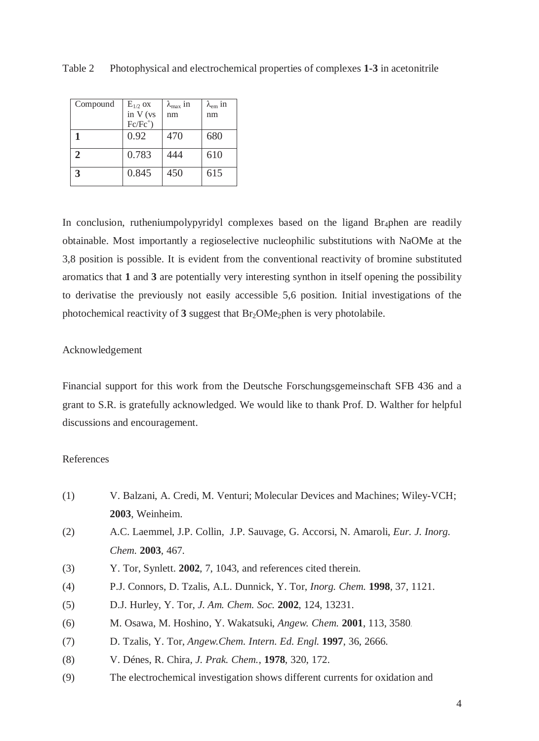Table 2 Photophysical and electrochemical properties of complexes **1-3** in acetonitrile

| Compound | $E_{1/2}$ ox in V (vs $Fc/Fc^{+}$) | $\lambda_{max}$ in nm | $\lambda_{em}$ in nm |
|---|---|---|---|
| **1** | 0.92 | 470 | 680 |
| **2** | 0.783 | 444 | 610 |
| **3** | 0.845 | 450 | 615 |

In conclusion, rutheniumpolypyridyl complexes based on the ligand $Br_4$phen are readily obtainable. Most importantly a regioselective nucleophilic substitutions with NaOMe at the 3,8 position is possible. It is evident from the conventional reactivity of bromine substituted aromatics that **1** and **3** are potentially very interesting synthon in itself opening the possibility to derivatise the previously not easily accessible 5,6 position. Initial investigations of the photochemical reactivity of **3** suggest that $Br_2OMe_2$phen is very photolabile.

Acknowledgement

Financial support for this work from the Deutsche Forschungsgemeinschaft SFB 436 and a grant to S.R. is gratefully acknowledged. We would like to thank Prof. D. Walther for helpful discussions and encouragement.

References

(1) V. Balzani, A. Credi, M. Venturi; Molecular Devices and Machines; Wiley-VCH; **2003**, Weinheim.

(2) A.C. Laemmel, J.P. Collin, J.P. Sauvage, G. Accorsi, N. Amaroli, *Eur. J. Inorg. Chem.* **2003**, 467.

(3) Y. Tor, Synlett. **2002**, 7, 1043, and references cited therein.

(4) P.J. Connors, D. Tzalis, A.L. Dunnick, Y. Tor, *Inorg. Chem.* **1998**, 37, 1121.

(5) D.J. Hurley, Y. Tor, *J. Am. Chem. Soc.* **2002**, 124, 13231.

(6) M. Osawa, M. Hoshino, Y. Wakatsuki, *Angew. Chem.* **2001**, 113, 3580.

(7) D. Tzalis, Y. Tor, *Angew.Chem. Intern. Ed. Engl.* **1997**, 36, 2666.

(8) V. Dénes, R. Chira, *J. Prak. Chem.*, **1978**, 320, 172.

(9) The electrochemical investigation shows different currents for oxidation and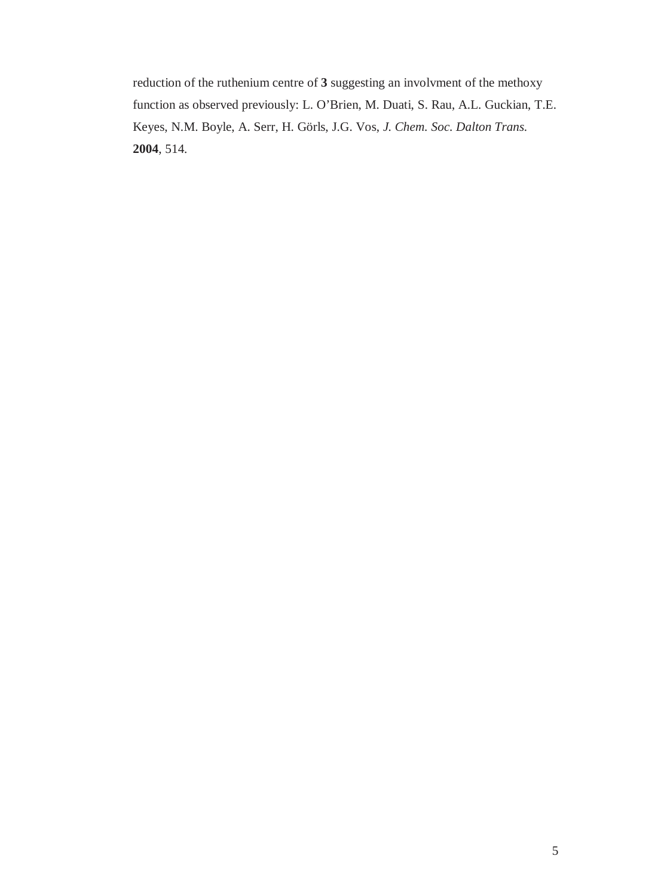reduction of the ruthenium centre of **3** suggesting an involvment of the methoxy function as observed previously: L. O'Brien, M. Duati, S. Rau, A.L. Guckian, T.E. Keyes, N.M. Boyle, A. Serr, H. Görls, J.G. Vos, *J. Chem. Soc. Dalton Trans.* **2004**, 514.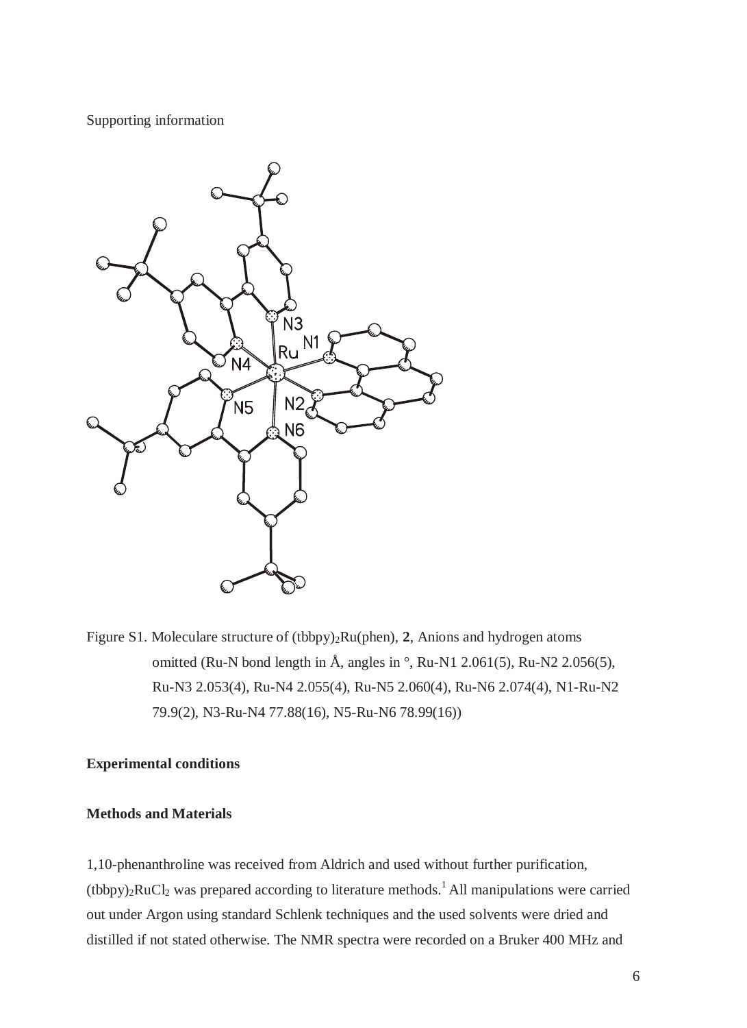Supporting information

Figure S1. Moleculare structure of $(tbbpy)_2Ru(phen)$, **2**, Anions and hydrogen atoms omitted (Ru-N bond length in Å, angles in °, Ru-N1 2.061(5), Ru-N2 2.056(5), Ru-N3 2.053(4), Ru-N4 2.055(4), Ru-N5 2.060(4), Ru-N6 2.074(4), N1-Ru-N2 79.9(2), N3-Ru-N4 77.88(16), N5-Ru-N6 78.99(16))

## Experimental conditions

### Methods and Materials

1,10-phenanthroline was received from Aldrich and used without further purification, $(tbbpy)_2RuCl_2$ was prepared according to literature methods.[1] All manipulations were carried out under Argon using standard Schlenk techniques and the used solvents were dried and distilled if not stated otherwise. The NMR spectra were recorded on a Bruker 400 MHz and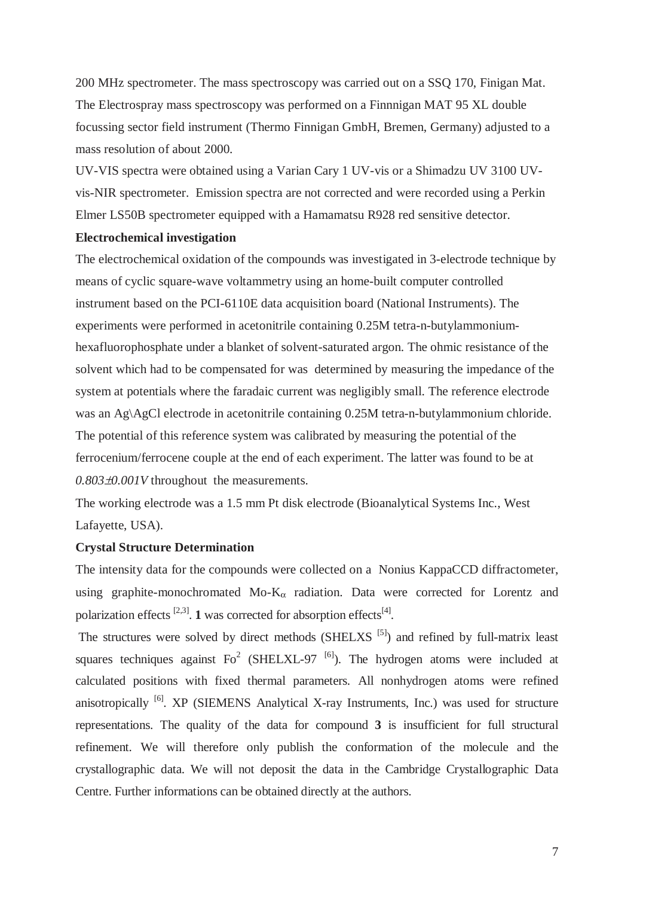200 MHz spectrometer. The mass spectroscopy was carried out on a SSQ 170, Finigan Mat. The Electrospray mass spectroscopy was performed on a Finnnigan MAT 95 XL double focussing sector field instrument (Thermo Finnigan GmbH, Bremen, Germany) adjusted to a mass resolution of about 2000.

UV-VIS spectra were obtained using a Varian Cary 1 UV-vis or a Shimadzu UV 3100 UV-vis-NIR spectrometer. Emission spectra are not corrected and were recorded using a Perkin Elmer LS50B spectrometer equipped with a Hamamatsu R928 red sensitive detector.

**Electrochemical investigation**

The electrochemical oxidation of the compounds was investigated in 3-electrode technique by means of cyclic square-wave voltammetry using an home-built computer controlled instrument based on the PCI-6110E data acquisition board (National Instruments). The experiments were performed in acetonitrile containing 0.25M tetra-n-butylammonium-hexafluorophosphate under a blanket of solvent-saturated argon. The ohmic resistance of the solvent which had to be compensated for was determined by measuring the impedance of the system at potentials where the faradaic current was negligibly small. The reference electrode was an Ag\AgCl electrode in acetonitrile containing 0.25M tetra-n-butylammonium chloride. The potential of this reference system was calibrated by measuring the potential of the ferrocenium/ferrocene couple at the end of each experiment. The latter was found to be at *0.803±0.001V* throughout the measurements.

The working electrode was a 1.5 mm Pt disk electrode (Bioanalytical Systems Inc., West Lafayette, USA).

**Crystal Structure Determination**

The intensity data for the compounds were collected on a Nonius KappaCCD diffractometer, using graphite-monochromated Mo-$K_\alpha$ radiation. Data were corrected for Lorentz and polarization effects [2,3]. **1** was corrected for absorption effects[4].

The structures were solved by direct methods (SHELXS [5]) and refined by full-matrix least squares techniques against $Fo^2$ (SHELXL-97 [6]). The hydrogen atoms were included at calculated positions with fixed thermal parameters. All nonhydrogen atoms were refined anisotropically [6]. XP (SIEMENS Analytical X-ray Instruments, Inc.) was used for structure representations. The quality of the data for compound **3** is insufficient for full structural refinement. We will therefore only publish the conformation of the molecule and the crystallographic data. We will not deposit the data in the Cambridge Crystallographic Data Centre. Further informations can be obtained directly at the authors.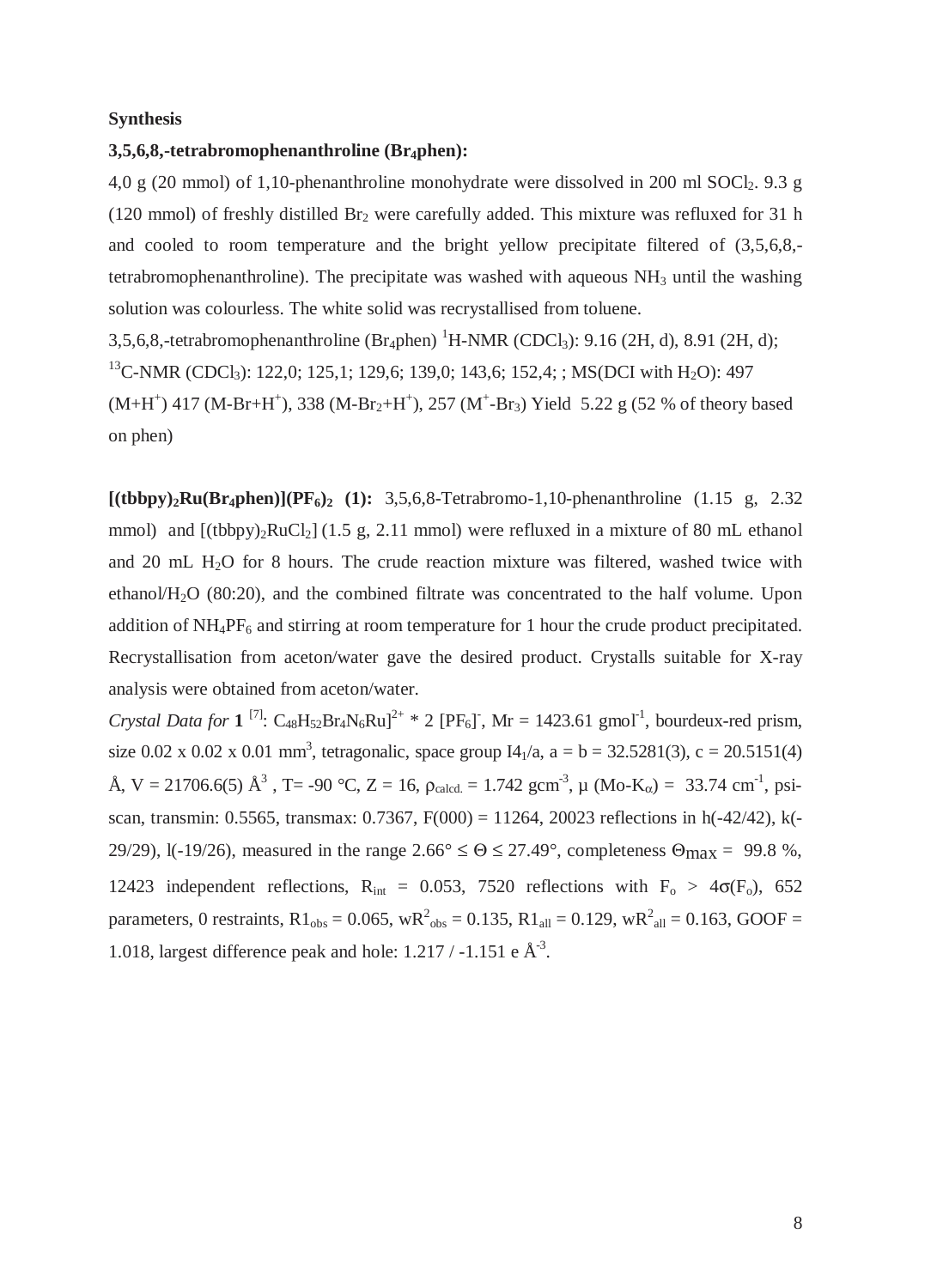**Synthesis**

**3,5,6,8,-tetrabromophenanthroline (Br$_4$phen):**

4,0 g (20 mmol) of 1,10-phenanthroline monohydrate were dissolved in 200 ml $SOCl_2$. 9.3 g (120 mmol) of freshly distilled $Br_2$ were carefully added. This mixture was refluxed for 31 h and cooled to room temperature and the bright yellow precipitate filtered of (3,5,6,8,-tetrabromophenanthroline). The precipitate was washed with aqueous $NH_3$ until the washing solution was colourless. The white solid was recrystallised from toluene.

3,5,6,8,-tetrabromophenanthroline (Br$_4$phen) $^1$H-NMR ($CDCl_3$): 9.16 (2H, d), 8.91 (2H, d); $^{13}$C-NMR ($CDCl_3$): 122,0; 125,1; 129,6; 139,0; 143,6; 152,4; ; MS(DCI with $H_2O$): 497 ($M+H^+$) 417 ($M-Br+H^+$), 338 ($M-Br_2+H^+$), 257 ($M^+-Br_3$) Yield 5.22 g (52 % of theory based on phen)

**[(tbbpy)$_2$Ru(Br$_4$phen)](PF$_6$)$_2$ (1):** 3,5,6,8-Tetrabromo-1,10-phenanthroline (1.15 g, 2.32 mmol) and [(tbbpy)$_2$RuCl$_2$] (1.5 g, 2.11 mmol) were refluxed in a mixture of 80 mL ethanol and 20 mL $H_2O$ for 8 hours. The crude reaction mixture was filtered, washed twice with ethanol/$H_2O$ (80:20), and the combined filtrate was concentrated to the half volume. Upon addition of $NH_4PF_6$ and stirring at room temperature for 1 hour the crude product precipitated. Recrystallisation from aceton/water gave the desired product. Crystalls suitable for X-ray analysis were obtained from aceton/water.

*Crystal Data for* **1** [7]: $[C_{48}H_{52}Br_4N_6Ru]^{2+}$ * 2 $[PF_6]^-$, Mr = 1423.61 gmol$^{-1}$, bourdeux-red prism, size 0.02 x 0.02 x 0.01 mm$^3$, tetragonalic, space group I4$_1$/a, a = b = 32.5281(3), c = 20.5151(4) Å, V = 21706.6(5) Å$^3$ , T= -90 °C, Z = 16, $\rho_{calcd.}$ = 1.742 gcm$^{-3}$, μ (Mo-K$_\alpha$) = 33.74 cm$^{-1}$, psi-scan, transmin: 0.5565, transmax: 0.7367, F(000) = 11264, 20023 reflections in h(-42/42), k(-29/29), l(-19/26), measured in the range 2.66° ≤ Θ ≤ 27.49°, completeness $\Theta_{max}$ = 99.8 %, 12423 independent reflections, $R_{int}$ = 0.053, 7520 reflections with $F_o > 4\sigma(F_o)$, 652 parameters, 0 restraints, $R1_{obs}$ = 0.065, $wR^2_{obs}$ = 0.135, $R1_{all}$ = 0.129, $wR^2_{all}$ = 0.163, GOOF = 1.018, largest difference peak and hole: 1.217 / -1.151 e Å$^{-3}$.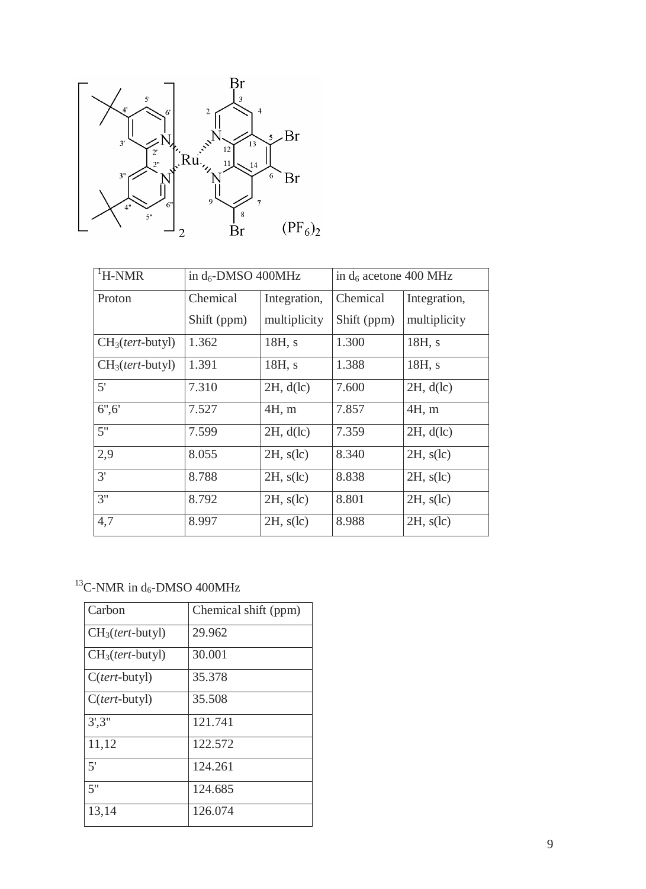| $^1$H-NMR | in $d_6$-DMSO 400MHz | | in $d_6$ acetone 400 MHz | |
|---|---|---|---|---|
| Proton | Chemical Shift (ppm) | Integration, multiplicity | Chemical Shift (ppm) | Integration, multiplicity |
| $CH_3$(*tert*-butyl) | 1.362 | 18H, s | 1.300 | 18H, s |
| $CH_3$(*tert*-butyl) | 1.391 | 18H, s | 1.388 | 18H, s |
| 5' | 7.310 | 2H, d(lc) | 7.600 | 2H, d(lc) |
| 6'',6' | 7.527 | 4H, m | 7.857 | 4H, m |
| 5'' | 7.599 | 2H, d(lc) | 7.359 | 2H, d(lc) |
| 2,9 | 8.055 | 2H, s(lc) | 8.340 | 2H, s(lc) |
| 3' | 8.788 | 2H, s(lc) | 8.838 | 2H, s(lc) |
| 3'' | 8.792 | 2H, s(lc) | 8.801 | 2H, s(lc) |
| 4,7 | 8.997 | 2H, s(lc) | 8.988 | 2H, s(lc) |

$^{13}$C-NMR in $d_6$-DMSO 400MHz

| Carbon | Chemical shift (ppm) |
|---|---|
| $CH_3$(*tert*-butyl) | 29.962 |
| $CH_3$(*tert*-butyl) | 30.001 |
| C(*tert*-butyl) | 35.378 |
| C(*tert*-butyl) | 35.508 |
| 3',3'' | 121.741 |
| 11,12 | 122.572 |
| 5' | 124.261 |
| 5'' | 124.685 |
| 13,14 | 126.074 |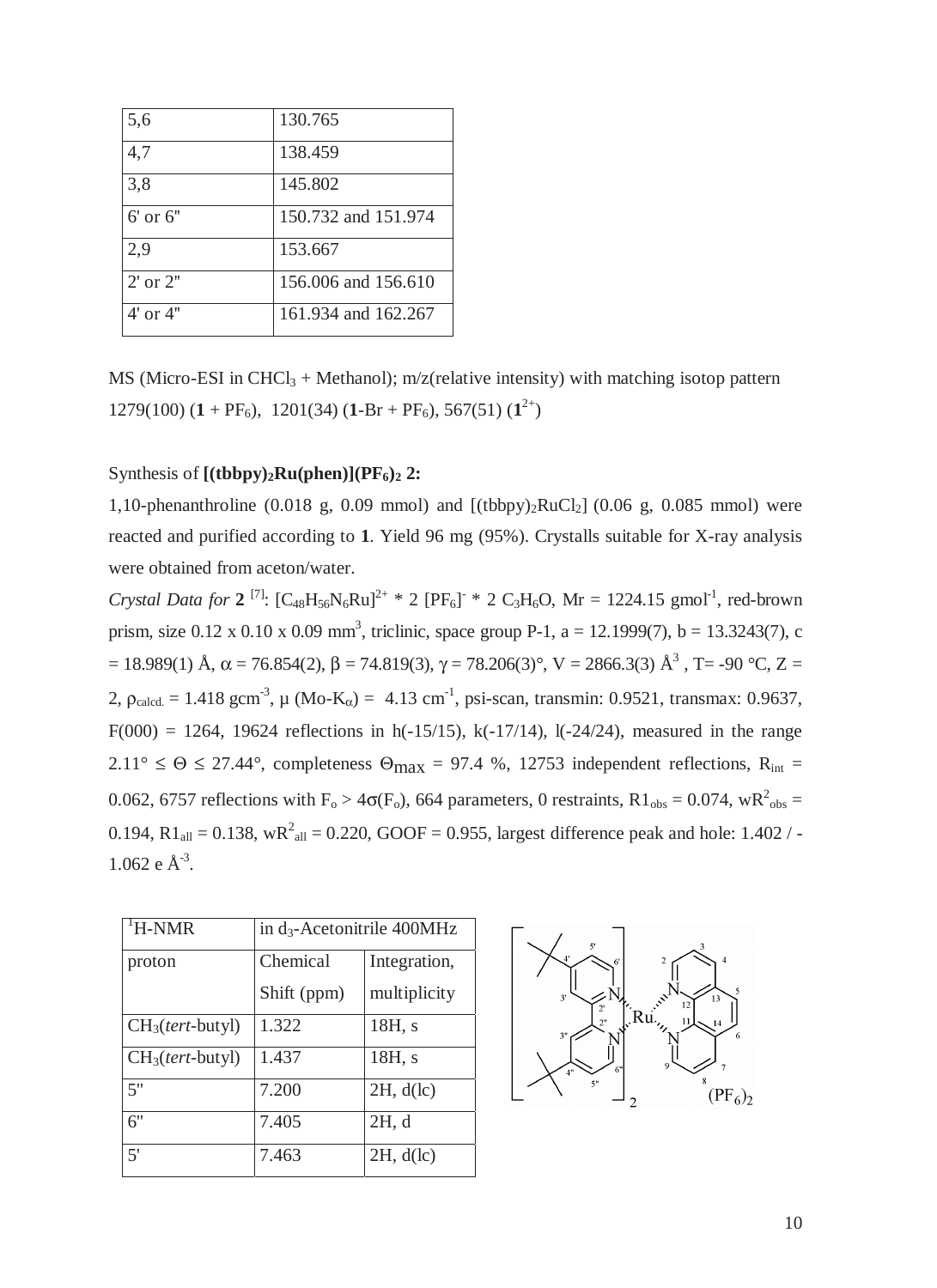| 5,6 | 130.765 |
|---|---|
| 4,7 | 138.459 |
| 3,8 | 145.802 |
| 6' or 6" | 150.732 and 151.974 |
| 2,9 | 153.667 |
| 2' or 2" | 156.006 and 156.610 |
| 4' or 4" | 161.934 and 162.267 |

MS (Micro-ESI in $CHCl_3$ + Methanol); m/z(relative intensity) with matching isotop pattern 1279(100) (**1** + $PF_6$), 1201(34) (**1**-Br + $PF_6$), 567(51) (**1**$^{2+}$)

Synthesis of **[(tbbpy)$_2$Ru(phen)](PF$_6$)$_2$ 2:**

1,10-phenanthroline (0.018 g, 0.09 mmol) and [(tbbpy)$_2$RuCl$_2$] (0.06 g, 0.085 mmol) were reacted and purified according to **1**. Yield 96 mg (95%). Crystalls suitable for X-ray analysis were obtained from aceton/water.

*Crystal Data for* **2** [7]: $[C_{48}H_{56}N_6Ru]^{2+}$ * 2 $[PF_6]^-$ * 2 $C_3H_6O$, Mr = 1224.15 gmol$^{-1}$, red-brown prism, size 0.12 x 0.10 x 0.09 mm$^3$, triclinic, space group P-1, a = 12.1999(7), b = 13.3243(7), c = 18.989(1) Å, $\alpha$ = 76.854(2), $\beta$ = 74.819(3), $\gamma$ = 78.206(3)°, V = 2866.3(3) Å$^3$ , T= -90 °C, Z = 2, $\rho_{calcd.}$ = 1.418 gcm$^{-3}$, $\mu$ (Mo-K$_\alpha$) = 4.13 cm$^{-1}$, psi-scan, transmin: 0.9521, transmax: 0.9637, F(000) = 1264, 19624 reflections in h(-15/15), k(-17/14), l(-24/24), measured in the range 2.11° $\leq \Theta \leq$ 27.44°, completeness $\Theta_{max}$ = 97.4 %, 12753 independent reflections, $R_{int}$ = 0.062, 6757 reflections with $F_o > 4\sigma(F_o)$, 664 parameters, 0 restraints, $R1_{obs}$ = 0.074, $wR^2_{obs}$ = 0.194, $R1_{all}$ = 0.138, $wR^2_{all}$ = 0.220, GOOF = 0.955, largest difference peak and hole: 1.402 / -1.062 e Å$^{-3}$.

| $^1$H-NMR | in $d_3$-Acetonitrile 400MHz | |
|---|---|---|
| proton | Chemical Shift (ppm) | Integration, multiplicity |
| $CH_3$(*tert*-butyl) | 1.322 | 18H, s |
| $CH_3$(*tert*-butyl) | 1.437 | 18H, s |
| 5" | 7.200 | 2H, d(lc) |
| 6" | 7.405 | 2H, d |
| 5' | 7.463 | 2H, d(lc) |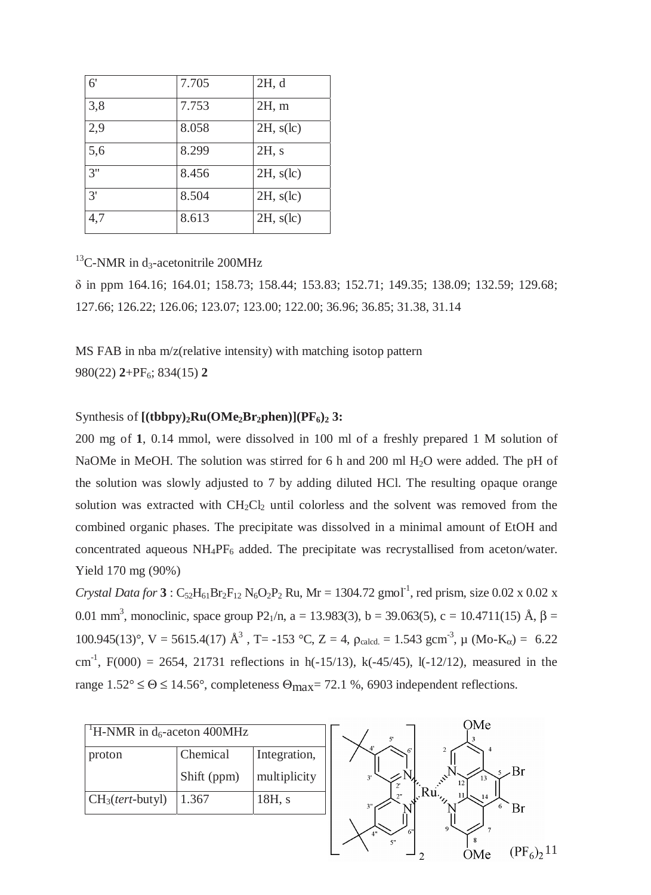| 6' | 7.705 | 2H, d |
|---|---|---|
| 3,8 | 7.753 | 2H, m |
| 2,9 | 8.058 | 2H, s(lc) |
| 5,6 | 8.299 | 2H, s |
| 3'' | 8.456 | 2H, s(lc) |
| 3' | 8.504 | 2H, s(lc) |
| 4,7 | 8.613 | 2H, s(lc) |

$^{13}$C-NMR in $d_3$-acetonitrile 200MHz

δ in ppm 164.16; 164.01; 158.73; 158.44; 153.83; 152.71; 149.35; 138.09; 132.59; 129.68; 127.66; 126.22; 126.06; 123.07; 123.00; 122.00; 36.96; 36.85; 31.38, 31.14

MS FAB in nba m/z(relative intensity) with matching isotop pattern
980(22) **2**+$PF_6$; 834(15) **2**

Synthesis of **$[(tbbpy)_2Ru(OMe_2Br_2phen)](PF_6)_2$ 3:**

200 mg of **1**, 0.14 mmol, were dissolved in 100 ml of a freshly prepared 1 M solution of NaOMe in MeOH. The solution was stirred for 6 h and 200 ml $H_2O$ were added. The pH of the solution was slowly adjusted to 7 by adding diluted HCl. The resulting opaque orange solution was extracted with $CH_2Cl_2$ until colorless and the solvent was removed from the combined organic phases. The precipitate was dissolved in a minimal amount of EtOH and concentrated aqueous $NH_4PF_6$ added. The precipitate was recrystallised from aceton/water. Yield 170 mg (90%)

*Crystal Data for* **3** : $C_{52}H_{61}Br_2F_{12}N_6O_2P_2$ Ru, Mr = 1304.72 gmol$^{-1}$, red prism, size 0.02 x 0.02 x 0.01 mm$^3$, monoclinic, space group $P2_1/n$, a = 13.983(3), b = 39.063(5), c = 10.4711(15) Å, β = 100.945(13)°, V = 5615.4(17) Å$^3$ , T= -153 °C, Z = 4, $\rho_{calcd.}$ = 1.543 gcm$^{-3}$, μ (Mo-K$_\alpha$) = 6.22 cm$^{-1}$, F(000) = 2654, 21731 reflections in h(-15/13), k(-45/45), l(-12/12), measured in the range 1.52° ≤ Θ ≤ 14.56°, completeness $\Theta_{max}$= 72.1 %, 6903 independent reflections.

| $^1$H-NMR in $d_6$-aceton 400MHz | | |
|---|---|---|
| proton | Chemical Shift (ppm) | Integration, multiplicity |
| $CH_3$(*tert*-butyl) | 1.367 | 18H, s |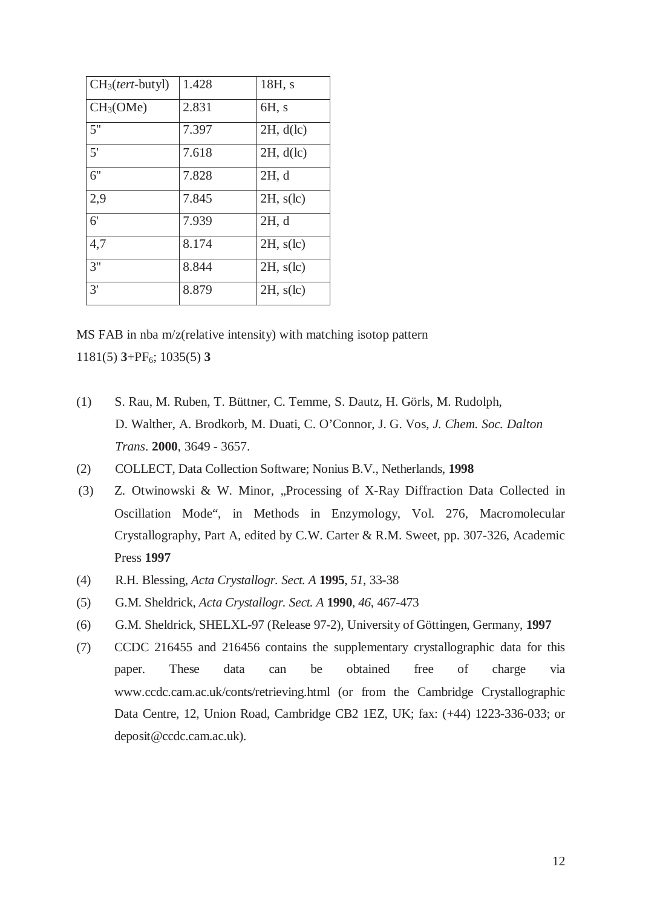| | | |
|---|---|---|
| $CH_3$(*tert*-butyl) | 1.428 | 18H, s |
| $CH_3$(OMe) | 2.831 | 6H, s |
| 5'' | 7.397 | 2H, d(lc) |
| 5' | 7.618 | 2H, d(lc) |
| 6'' | 7.828 | 2H, d |
| 2,9 | 7.845 | 2H, s(lc) |
| 6' | 7.939 | 2H, d |
| 4,7 | 8.174 | 2H, s(lc) |
| 3'' | 8.844 | 2H, s(lc) |
| 3' | 8.879 | 2H, s(lc) |

MS FAB in nba m/z(relative intensity) with matching isotop pattern
1181(5) **3**+$PF_6$; 1035(5) **3**

(1) S. Rau, M. Ruben, T. Büttner, C. Temme, S. Dautz, H. Görls, M. Rudolph, D. Walther, A. Brodkorb, M. Duati, C. O'Connor, J. G. Vos, *J. Chem. Soc. Dalton Trans*. **2000**, 3649 - 3657.

(2) COLLECT, Data Collection Software; Nonius B.V., Netherlands, **1998**

(3) Z. Otwinowski & W. Minor, „Processing of X-Ray Diffraction Data Collected in Oscillation Mode", in Methods in Enzymology, Vol. 276, Macromolecular Crystallography, Part A, edited by C.W. Carter & R.M. Sweet, pp. 307-326, Academic Press **1997**

(4) R.H. Blessing, *Acta Crystallogr. Sect. A* **1995**, *51*, 33-38

(5) G.M. Sheldrick, *Acta Crystallogr. Sect. A* **1990**, *46*, 467-473

(6) G.M. Sheldrick, SHELXL-97 (Release 97-2), University of Göttingen, Germany, **1997**

(7) CCDC 216455 and 216456 contains the supplementary crystallographic data for this paper. These data can be obtained free of charge via www.ccdc.cam.ac.uk/conts/retrieving.html (or from the Cambridge Crystallographic Data Centre, 12, Union Road, Cambridge CB2 1EZ, UK; fax: (+44) 1223-336-033; or deposit@ccdc.cam.ac.uk).